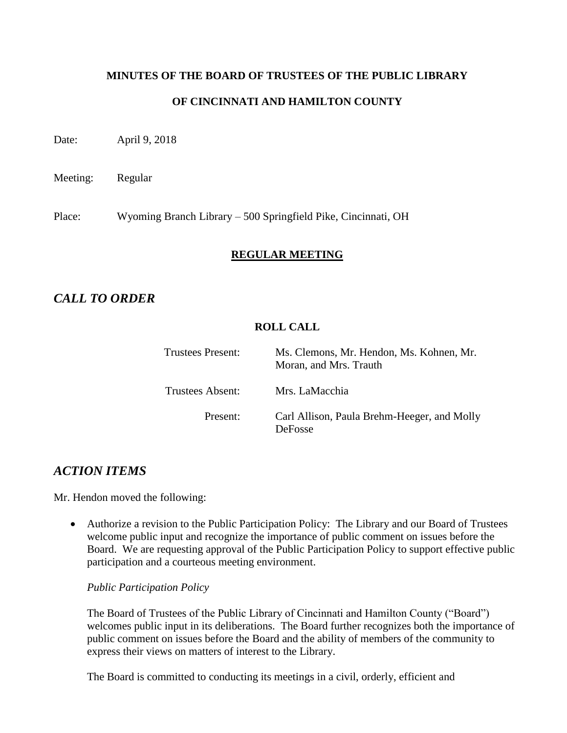**MINUTES OF THE BOARD OF TRUSTEES OF THE PUBLIC LIBRARY**

**OF CINCINNATI AND HAMILTON COUNTY**

Date: April 9, 2018

Meeting: Regular

Place: Wyoming Branch Library – 500 Springfield Pike, Cincinnati, OH

## REGULAR MEETING

## *CALL TO ORDER*

### ROLL CALL

| | |
|---|---|
| Trustees Present: | Ms. Clemons, Mr. Hendon, Ms. Kohnen, Mr. Moran, and Mrs. Trauth |
| Trustees Absent: | Mrs. LaMacchia |
| Present: | Carl Allison, Paula Brehm-Heeger, and Molly DeFosse |

## *ACTION ITEMS*

Mr. Hendon moved the following:

- Authorize a revision to the Public Participation Policy: The Library and our Board of Trustees welcome public input and recognize the importance of public comment on issues before the Board. We are requesting approval of the Public Participation Policy to support effective public participation and a courteous meeting environment.

  *Public Participation Policy*

  The Board of Trustees of the Public Library of Cincinnati and Hamilton County ("Board") welcomes public input in its deliberations. The Board further recognizes both the importance of public comment on issues before the Board and the ability of members of the community to express their views on matters of interest to the Library.

  The Board is committed to conducting its meetings in a civil, orderly, efficient and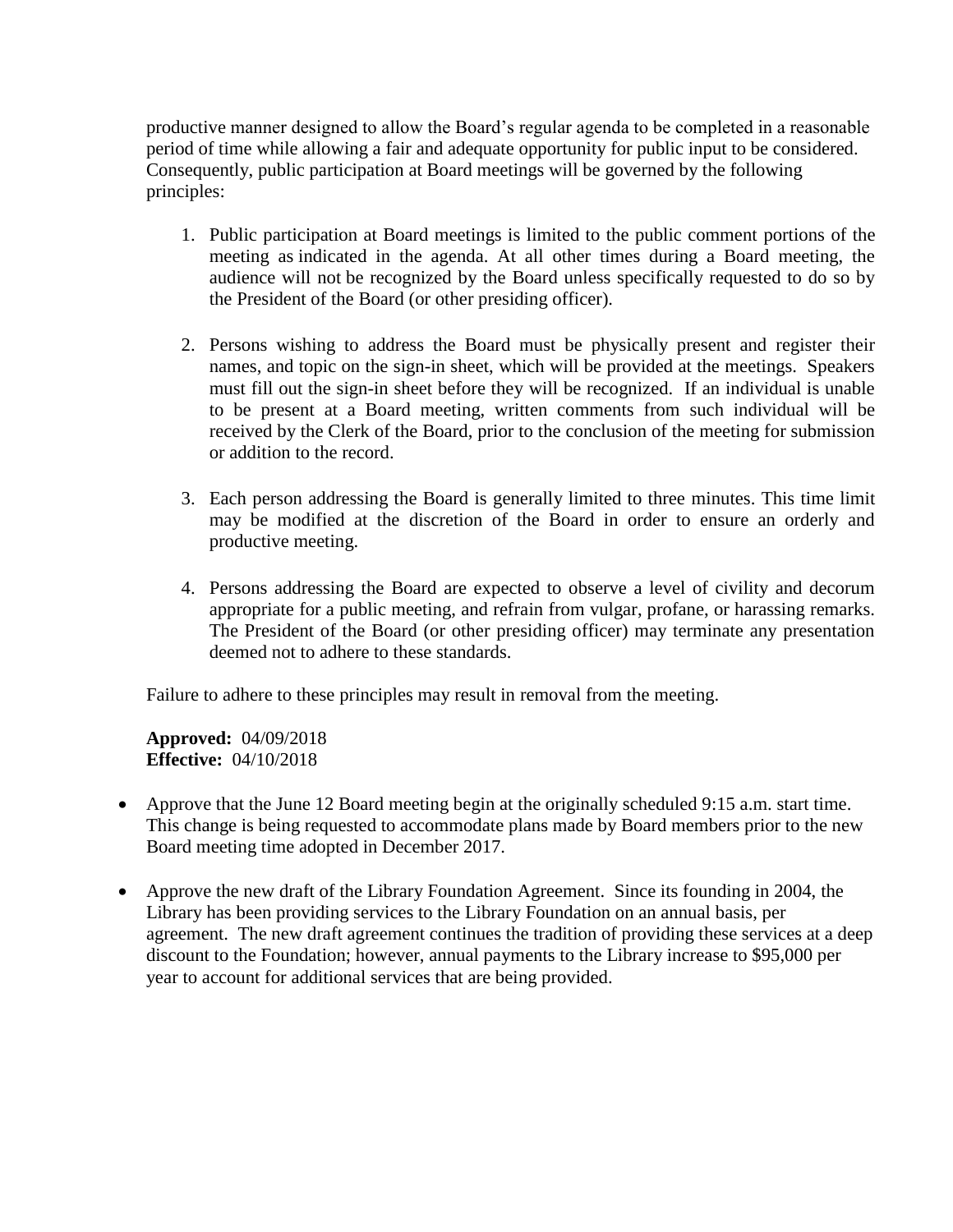productive manner designed to allow the Board's regular agenda to be completed in a reasonable period of time while allowing a fair and adequate opportunity for public input to be considered. Consequently, public participation at Board meetings will be governed by the following principles:

1. Public participation at Board meetings is limited to the public comment portions of the meeting as indicated in the agenda. At all other times during a Board meeting, the audience will not be recognized by the Board unless specifically requested to do so by the President of the Board (or other presiding officer).

2. Persons wishing to address the Board must be physically present and register their names, and topic on the sign-in sheet, which will be provided at the meetings. Speakers must fill out the sign-in sheet before they will be recognized. If an individual is unable to be present at a Board meeting, written comments from such individual will be received by the Clerk of the Board, prior to the conclusion of the meeting for submission or addition to the record.

3. Each person addressing the Board is generally limited to three minutes. This time limit may be modified at the discretion of the Board in order to ensure an orderly and productive meeting.

4. Persons addressing the Board are expected to observe a level of civility and decorum appropriate for a public meeting, and refrain from vulgar, profane, or harassing remarks. The President of the Board (or other presiding officer) may terminate any presentation deemed not to adhere to these standards.

Failure to adhere to these principles may result in removal from the meeting.

**Approved:** 04/09/2018
**Effective:** 04/10/2018

- Approve that the June 12 Board meeting begin at the originally scheduled 9:15 a.m. start time. This change is being requested to accommodate plans made by Board members prior to the new Board meeting time adopted in December 2017.

- Approve the new draft of the Library Foundation Agreement. Since its founding in 2004, the Library has been providing services to the Library Foundation on an annual basis, per agreement. The new draft agreement continues the tradition of providing these services at a deep discount to the Foundation; however, annual payments to the Library increase to $95,000 per year to account for additional services that are being provided.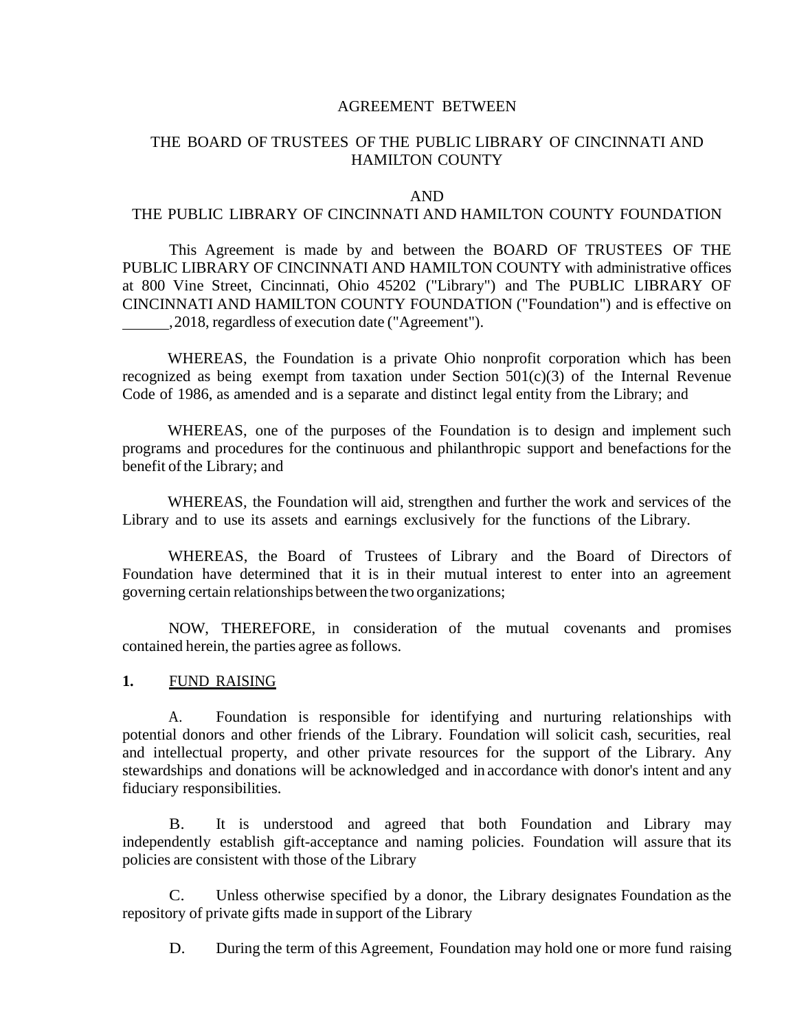AGREEMENT BETWEEN

THE BOARD OF TRUSTEES OF THE PUBLIC LIBRARY OF CINCINNATI AND HAMILTON COUNTY

AND

THE PUBLIC LIBRARY OF CINCINNATI AND HAMILTON COUNTY FOUNDATION

This Agreement is made by and between the BOARD OF TRUSTEES OF THE PUBLIC LIBRARY OF CINCINNATI AND HAMILTON COUNTY with administrative offices at 800 Vine Street, Cincinnati, Ohio 45202 ("Library") and The PUBLIC LIBRARY OF CINCINNATI AND HAMILTON COUNTY FOUNDATION ("Foundation") and is effective on ______, 2018, regardless of execution date ("Agreement").

WHEREAS, the Foundation is a private Ohio nonprofit corporation which has been recognized as being exempt from taxation under Section 501(c)(3) of the Internal Revenue Code of 1986, as amended and is a separate and distinct legal entity from the Library; and

WHEREAS, one of the purposes of the Foundation is to design and implement such programs and procedures for the continuous and philanthropic support and benefactions for the benefit of the Library; and

WHEREAS, the Foundation will aid, strengthen and further the work and services of the Library and to use its assets and earnings exclusively for the functions of the Library.

WHEREAS, the Board of Trustees of Library and the Board of Directors of Foundation have determined that it is in their mutual interest to enter into an agreement governing certain relationships between the two organizations;

NOW, THEREFORE, in consideration of the mutual covenants and promises contained herein, the parties agree as follows.

**1.** <u>FUND RAISING</u>

A. Foundation is responsible for identifying and nurturing relationships with potential donors and other friends of the Library. Foundation will solicit cash, securities, real and intellectual property, and other private resources for the support of the Library. Any stewardships and donations will be acknowledged and in accordance with donor's intent and any fiduciary responsibilities.

B. It is understood and agreed that both Foundation and Library may independently establish gift-acceptance and naming policies. Foundation will assure that its policies are consistent with those of the Library

C. Unless otherwise specified by a donor, the Library designates Foundation as the repository of private gifts made in support of the Library

D. During the term of this Agreement, Foundation may hold one or more fund raising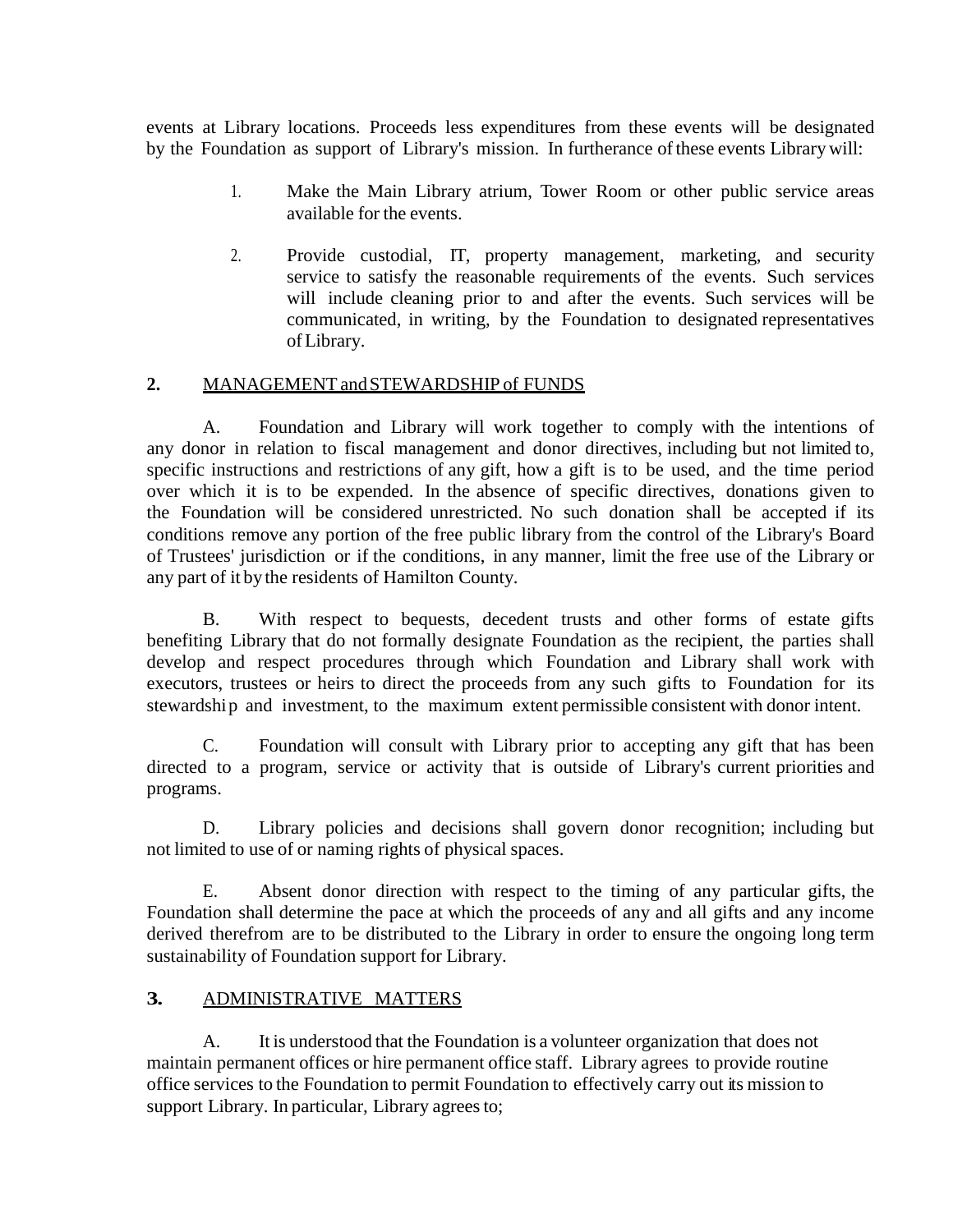events at Library locations. Proceeds less expenditures from these events will be designated by the Foundation as support of Library's mission. In furtherance of these events Library will:

1. Make the Main Library atrium, Tower Room or other public service areas available for the events.

2. Provide custodial, IT, property management, marketing, and security service to satisfy the reasonable requirements of the events. Such services will include cleaning prior to and after the events. Such services will be communicated, in writing, by the Foundation to designated representatives of Library.

**2.** <u>MANAGEMENT and STEWARDSHIP of FUNDS</u>

A. Foundation and Library will work together to comply with the intentions of any donor in relation to fiscal management and donor directives, including but not limited to, specific instructions and restrictions of any gift, how a gift is to be used, and the time period over which it is to be expended. In the absence of specific directives, donations given to the Foundation will be considered unrestricted. No such donation shall be accepted if its conditions remove any portion of the free public library from the control of the Library's Board of Trustees' jurisdiction or if the conditions, in any manner, limit the free use of the Library or any part of it by the residents of Hamilton County.

B. With respect to bequests, decedent trusts and other forms of estate gifts benefiting Library that do not formally designate Foundation as the recipient, the parties shall develop and respect procedures through which Foundation and Library shall work with executors, trustees or heirs to direct the proceeds from any such gifts to Foundation for its stewardship and investment, to the maximum extent permissible consistent with donor intent.

C. Foundation will consult with Library prior to accepting any gift that has been directed to a program, service or activity that is outside of Library's current priorities and programs.

D. Library policies and decisions shall govern donor recognition; including but not limited to use of or naming rights of physical spaces.

E. Absent donor direction with respect to the timing of any particular gifts, the Foundation shall determine the pace at which the proceeds of any and all gifts and any income derived therefrom are to be distributed to the Library in order to ensure the ongoing long term sustainability of Foundation support for Library.

**3.** <u>ADMINISTRATIVE MATTERS</u>

A. It is understood that the Foundation is a volunteer organization that does not maintain permanent offices or hire permanent office staff. Library agrees to provide routine office services to the Foundation to permit Foundation to effectively carry out its mission to support Library. In particular, Library agrees to;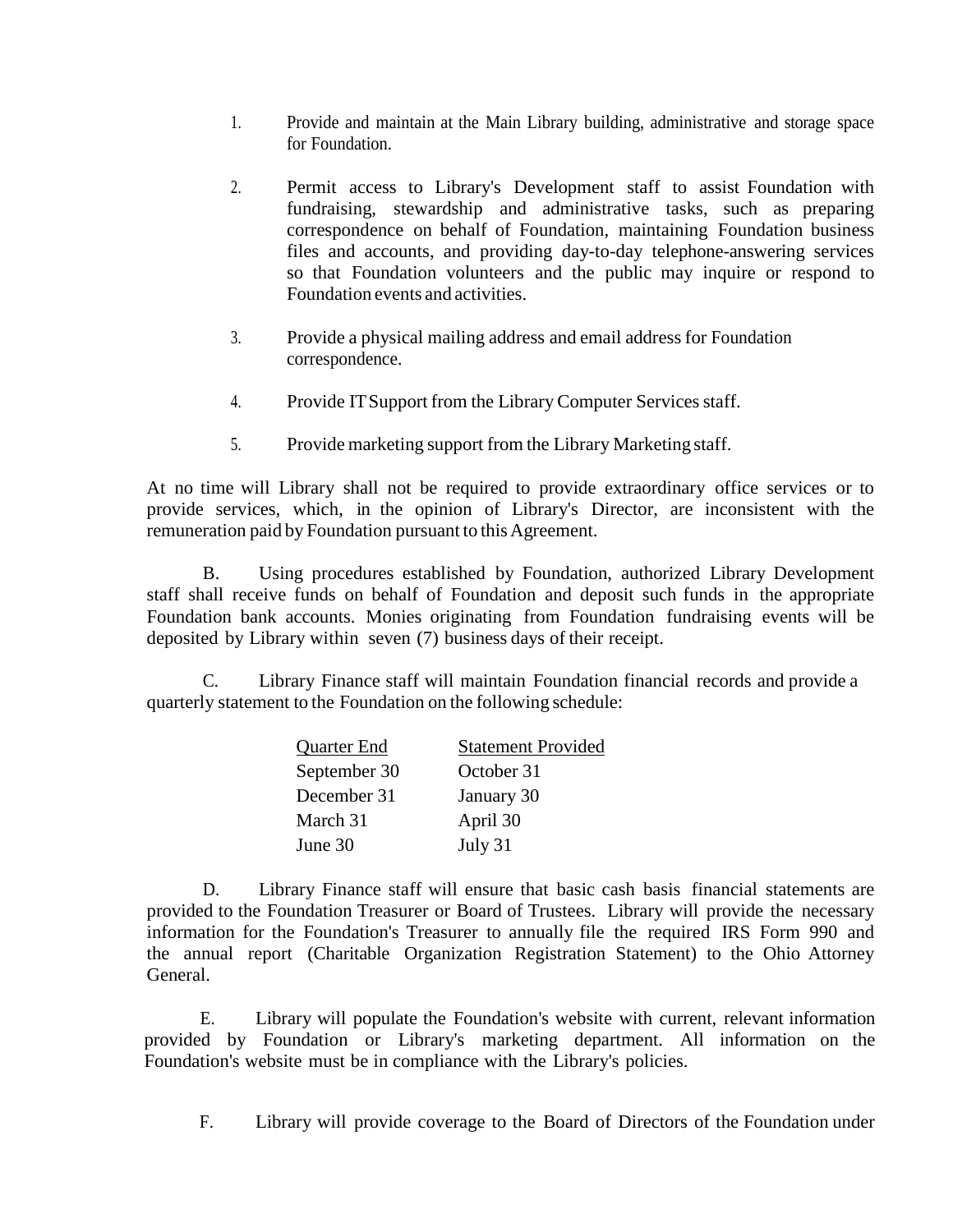1. Provide and maintain at the Main Library building, administrative and storage space for Foundation.

2. Permit access to Library's Development staff to assist Foundation with fundraising, stewardship and administrative tasks, such as preparing correspondence on behalf of Foundation, maintaining Foundation business files and accounts, and providing day-to-day telephone-answering services so that Foundation volunteers and the public may inquire or respond to Foundation events and activities.

3. Provide a physical mailing address and email address for Foundation correspondence.

4. Provide IT Support from the Library Computer Services staff.

5. Provide marketing support from the Library Marketing staff.

At no time will Library shall not be required to provide extraordinary office services or to provide services, which, in the opinion of Library's Director, are inconsistent with the remuneration paid by Foundation pursuant to this Agreement.

B. Using procedures established by Foundation, authorized Library Development staff shall receive funds on behalf of Foundation and deposit such funds in the appropriate Foundation bank accounts. Monies originating from Foundation fundraising events will be deposited by Library within seven (7) business days of their receipt.

C. Library Finance staff will maintain Foundation financial records and provide a quarterly statement to the Foundation on the following schedule:

| Quarter End | Statement Provided |
|---|---|
| September 30 | October 31 |
| December 31 | January 30 |
| March 31 | April 30 |
| June 30 | July 31 |

D. Library Finance staff will ensure that basic cash basis financial statements are provided to the Foundation Treasurer or Board of Trustees. Library will provide the necessary information for the Foundation's Treasurer to annually file the required IRS Form 990 and the annual report (Charitable Organization Registration Statement) to the Ohio Attorney General.

E. Library will populate the Foundation's website with current, relevant information provided by Foundation or Library's marketing department. All information on the Foundation's website must be in compliance with the Library's policies.

F. Library will provide coverage to the Board of Directors of the Foundation under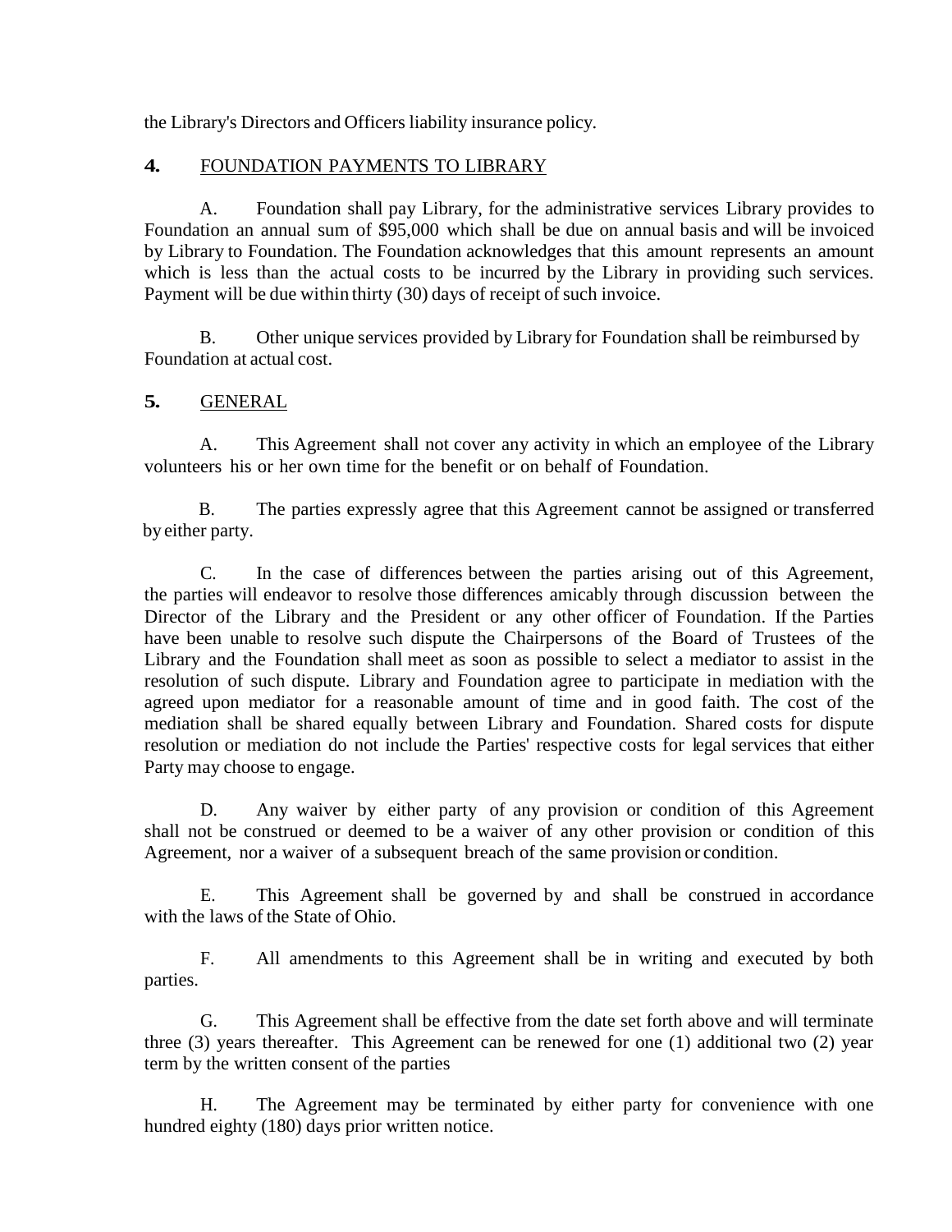the Library's Directors and Officers liability insurance policy.

**4.** <u>FOUNDATION PAYMENTS TO LIBRARY</u>

A. Foundation shall pay Library, for the administrative services Library provides to Foundation an annual sum of $95,000 which shall be due on annual basis and will be invoiced by Library to Foundation. The Foundation acknowledges that this amount represents an amount which is less than the actual costs to be incurred by the Library in providing such services. Payment will be due within thirty (30) days of receipt of such invoice.

B. Other unique services provided by Library for Foundation shall be reimbursed by Foundation at actual cost.

**5.** <u>GENERAL</u>

A. This Agreement shall not cover any activity in which an employee of the Library volunteers his or her own time for the benefit or on behalf of Foundation.

B. The parties expressly agree that this Agreement cannot be assigned or transferred by either party.

C. In the case of differences between the parties arising out of this Agreement, the parties will endeavor to resolve those differences amicably through discussion between the Director of the Library and the President or any other officer of Foundation. If the Parties have been unable to resolve such dispute the Chairpersons of the Board of Trustees of the Library and the Foundation shall meet as soon as possible to select a mediator to assist in the resolution of such dispute. Library and Foundation agree to participate in mediation with the agreed upon mediator for a reasonable amount of time and in good faith. The cost of the mediation shall be shared equally between Library and Foundation. Shared costs for dispute resolution or mediation do not include the Parties' respective costs for legal services that either Party may choose to engage.

D. Any waiver by either party of any provision or condition of this Agreement shall not be construed or deemed to be a waiver of any other provision or condition of this Agreement, nor a waiver of a subsequent breach of the same provision or condition.

E. This Agreement shall be governed by and shall be construed in accordance with the laws of the State of Ohio.

F. All amendments to this Agreement shall be in writing and executed by both parties.

G. This Agreement shall be effective from the date set forth above and will terminate three (3) years thereafter. This Agreement can be renewed for one (1) additional two (2) year term by the written consent of the parties

H. The Agreement may be terminated by either party for convenience with one hundred eighty (180) days prior written notice.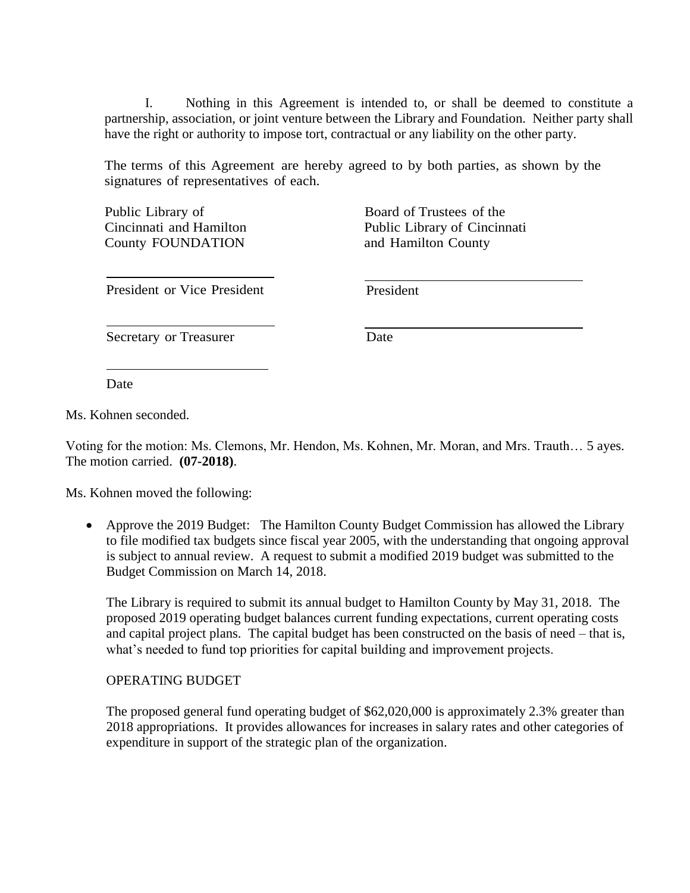I. Nothing in this Agreement is intended to, or shall be deemed to constitute a partnership, association, or joint venture between the Library and Foundation. Neither party shall have the right or authority to impose tort, contractual or any liability on the other party.

The terms of this Agreement are hereby agreed to by both parties, as shown by the signatures of representatives of each.

| Public Library of Cincinnati and Hamilton County FOUNDATION | Board of Trustees of the Public Library of Cincinnati and Hamilton County |
|---|---|
| ______________________ President or Vice President | ______________________ President |
| ______________________ Secretary or Treasurer | ______________________ Date |
| ______________________ Date | |

Ms. Kohnen seconded.

Voting for the motion: Ms. Clemons, Mr. Hendon, Ms. Kohnen, Mr. Moran, and Mrs. Trauth… 5 ayes. The motion carried. **(07-2018)**.

Ms. Kohnen moved the following:

- Approve the 2019 Budget: The Hamilton County Budget Commission has allowed the Library to file modified tax budgets since fiscal year 2005, with the understanding that ongoing approval is subject to annual review. A request to submit a modified 2019 budget was submitted to the Budget Commission on March 14, 2018.

  The Library is required to submit its annual budget to Hamilton County by May 31, 2018. The proposed 2019 operating budget balances current funding expectations, current operating costs and capital project plans. The capital budget has been constructed on the basis of need – that is, what's needed to fund top priorities for capital building and improvement projects.

  OPERATING BUDGET

  The proposed general fund operating budget of $62,020,000 is approximately 2.3% greater than 2018 appropriations. It provides allowances for increases in salary rates and other categories of expenditure in support of the strategic plan of the organization.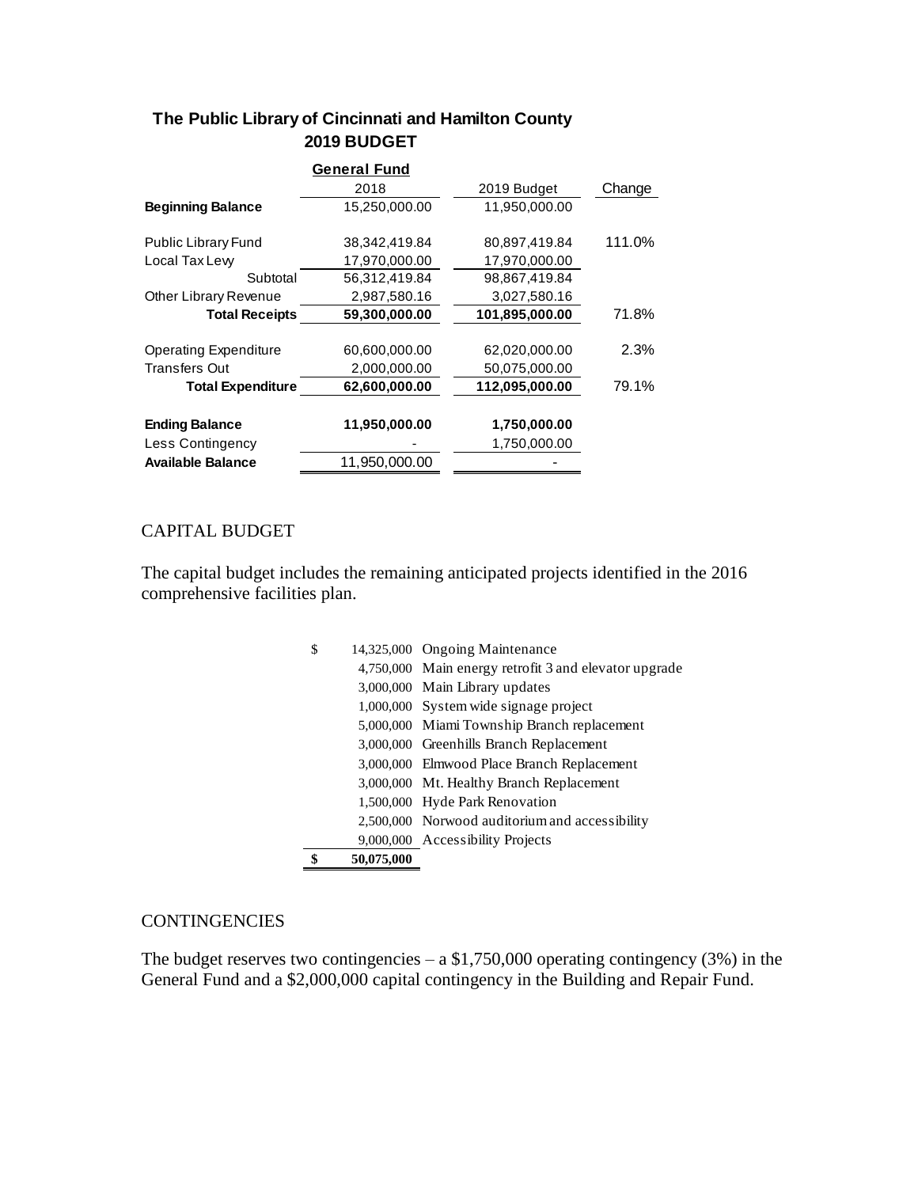## The Public Library of Cincinnati and Hamilton County
## 2019 BUDGET

| | General Fund | | |
|---|---|---|---|
| | 2018 | 2019 Budget | Change |
| **Beginning Balance** | 15,250,000.00 | 11,950,000.00 | |
| | | | |
| Public Library Fund | 38,342,419.84 | 80,897,419.84 | 111.0% |
| Local Tax Levy | 17,970,000.00 | 17,970,000.00 | |
| Subtotal | 56,312,419.84 | 98,867,419.84 | |
| Other Library Revenue | 2,987,580.16 | 3,027,580.16 | |
| **Total Receipts** | **59,300,000.00** | **101,895,000.00** | 71.8% |
| | | | |
| Operating Expenditure | 60,600,000.00 | 62,020,000.00 | 2.3% |
| Transfers Out | 2,000,000.00 | 50,075,000.00 | |
| **Total Expenditure** | **62,600,000.00** | **112,095,000.00** | 79.1% |
| | | | |
| **Ending Balance** | **11,950,000.00** | **1,750,000.00** | |
| Less Contingency | - | 1,750,000.00 | |
| **Available Balance** | 11,950,000.00 | - | |

## CAPITAL BUDGET

The capital budget includes the remaining anticipated projects identified in the 2016 comprehensive facilities plan.

| Amount | Project |
|---|---|
| $ 14,325,000 | Ongoing Maintenance |
| 4,750,000 | Main energy retrofit 3 and elevator upgrade |
| 3,000,000 | Main Library updates |
| 1,000,000 | System wide signage project |
| 5,000,000 | Miami Township Branch replacement |
| 3,000,000 | Greenhills Branch Replacement |
| 3,000,000 | Elmwood Place Branch Replacement |
| 3,000,000 | Mt. Healthy Branch Replacement |
| 1,500,000 | Hyde Park Renovation |
| 2,500,000 | Norwood auditorium and accessibility |
| 9,000,000 | Accessibility Projects |
| **$ 50,075,000** | |

## CONTINGENCIES

The budget reserves two contingencies – a $1,750,000 operating contingency (3%) in the General Fund and a $2,000,000 capital contingency in the Building and Repair Fund.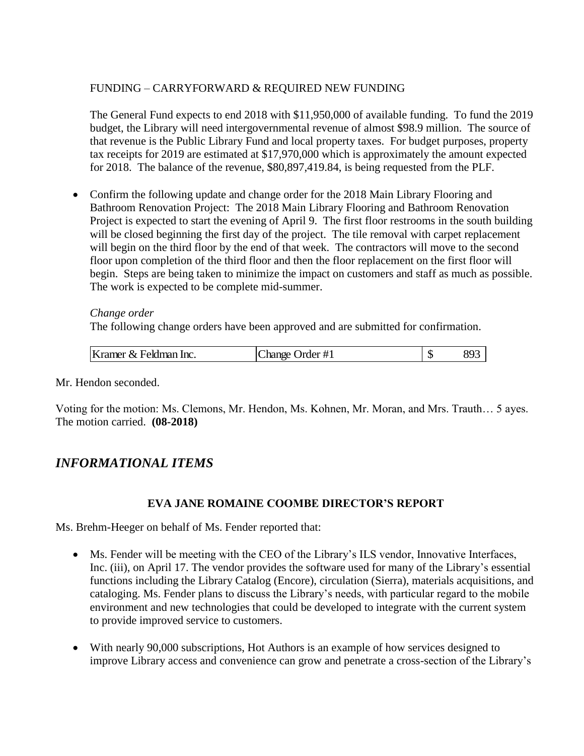FUNDING – CARRYFORWARD & REQUIRED NEW FUNDING

The General Fund expects to end 2018 with $11,950,000 of available funding. To fund the 2019 budget, the Library will need intergovernmental revenue of almost $98.9 million. The source of that revenue is the Public Library Fund and local property taxes. For budget purposes, property tax receipts for 2019 are estimated at $17,970,000 which is approximately the amount expected for 2018. The balance of the revenue, $80,897,419.84, is being requested from the PLF.

- Confirm the following update and change order for the 2018 Main Library Flooring and Bathroom Renovation Project: The 2018 Main Library Flooring and Bathroom Renovation Project is expected to start the evening of April 9. The first floor restrooms in the south building will be closed beginning the first day of the project. The tile removal with carpet replacement will begin on the third floor by the end of that week. The contractors will move to the second floor upon completion of the third floor and then the floor replacement on the first floor will begin. Steps are being taken to minimize the impact on customers and staff as much as possible. The work is expected to be complete mid-summer.

  *Change order*

  The following change orders have been approved and are submitted for confirmation.

  | Kramer & Feldman Inc. | Change Order #1 | $ 893 |
  |---|---|---|

Mr. Hendon seconded.

Voting for the motion: Ms. Clemons, Mr. Hendon, Ms. Kohnen, Mr. Moran, and Mrs. Trauth… 5 ayes. The motion carried. **(08-2018)**

## *INFORMATIONAL ITEMS*

### EVA JANE ROMAINE COOMBE DIRECTOR'S REPORT

Ms. Brehm-Heeger on behalf of Ms. Fender reported that:

- Ms. Fender will be meeting with the CEO of the Library's ILS vendor, Innovative Interfaces, Inc. (iii), on April 17. The vendor provides the software used for many of the Library's essential functions including the Library Catalog (Encore), circulation (Sierra), materials acquisitions, and cataloging. Ms. Fender plans to discuss the Library's needs, with particular regard to the mobile environment and new technologies that could be developed to integrate with the current system to provide improved service to customers.

- With nearly 90,000 subscriptions, Hot Authors is an example of how services designed to improve Library access and convenience can grow and penetrate a cross-section of the Library's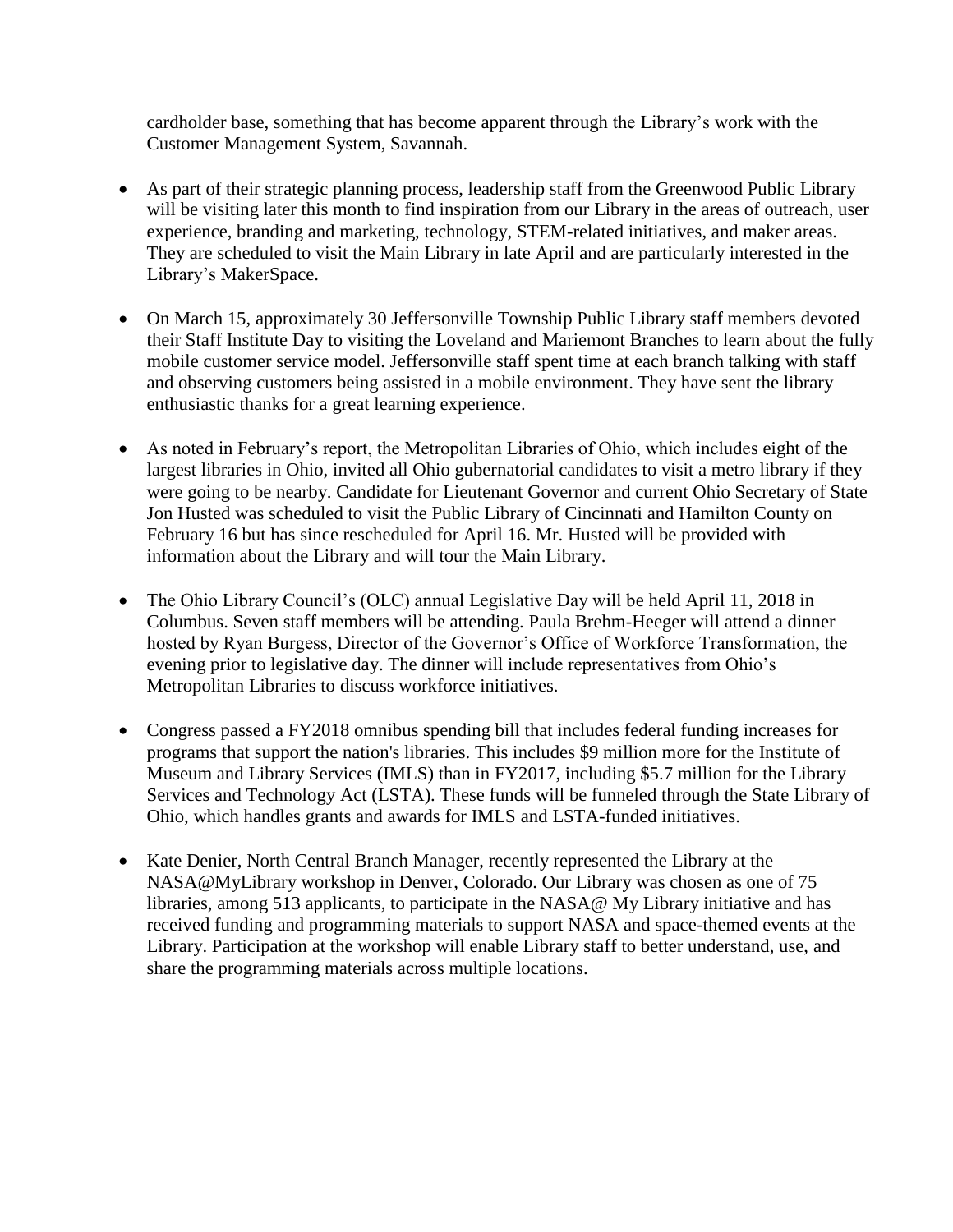cardholder base, something that has become apparent through the Library's work with the Customer Management System, Savannah.

- As part of their strategic planning process, leadership staff from the Greenwood Public Library will be visiting later this month to find inspiration from our Library in the areas of outreach, user experience, branding and marketing, technology, STEM-related initiatives, and maker areas. They are scheduled to visit the Main Library in late April and are particularly interested in the Library's MakerSpace.

- On March 15, approximately 30 Jeffersonville Township Public Library staff members devoted their Staff Institute Day to visiting the Loveland and Mariemont Branches to learn about the fully mobile customer service model. Jeffersonville staff spent time at each branch talking with staff and observing customers being assisted in a mobile environment. They have sent the library enthusiastic thanks for a great learning experience.

- As noted in February's report, the Metropolitan Libraries of Ohio, which includes eight of the largest libraries in Ohio, invited all Ohio gubernatorial candidates to visit a metro library if they were going to be nearby. Candidate for Lieutenant Governor and current Ohio Secretary of State Jon Husted was scheduled to visit the Public Library of Cincinnati and Hamilton County on February 16 but has since rescheduled for April 16. Mr. Husted will be provided with information about the Library and will tour the Main Library.

- The Ohio Library Council's (OLC) annual Legislative Day will be held April 11, 2018 in Columbus. Seven staff members will be attending. Paula Brehm-Heeger will attend a dinner hosted by Ryan Burgess, Director of the Governor's Office of Workforce Transformation, the evening prior to legislative day. The dinner will include representatives from Ohio's Metropolitan Libraries to discuss workforce initiatives.

- Congress passed a FY2018 omnibus spending bill that includes federal funding increases for programs that support the nation's libraries. This includes $9 million more for the Institute of Museum and Library Services (IMLS) than in FY2017, including $5.7 million for the Library Services and Technology Act (LSTA). These funds will be funneled through the State Library of Ohio, which handles grants and awards for IMLS and LSTA-funded initiatives.

- Kate Denier, North Central Branch Manager, recently represented the Library at the NASA@MyLibrary workshop in Denver, Colorado. Our Library was chosen as one of 75 libraries, among 513 applicants, to participate in the NASA@ My Library initiative and has received funding and programming materials to support NASA and space-themed events at the Library. Participation at the workshop will enable Library staff to better understand, use, and share the programming materials across multiple locations.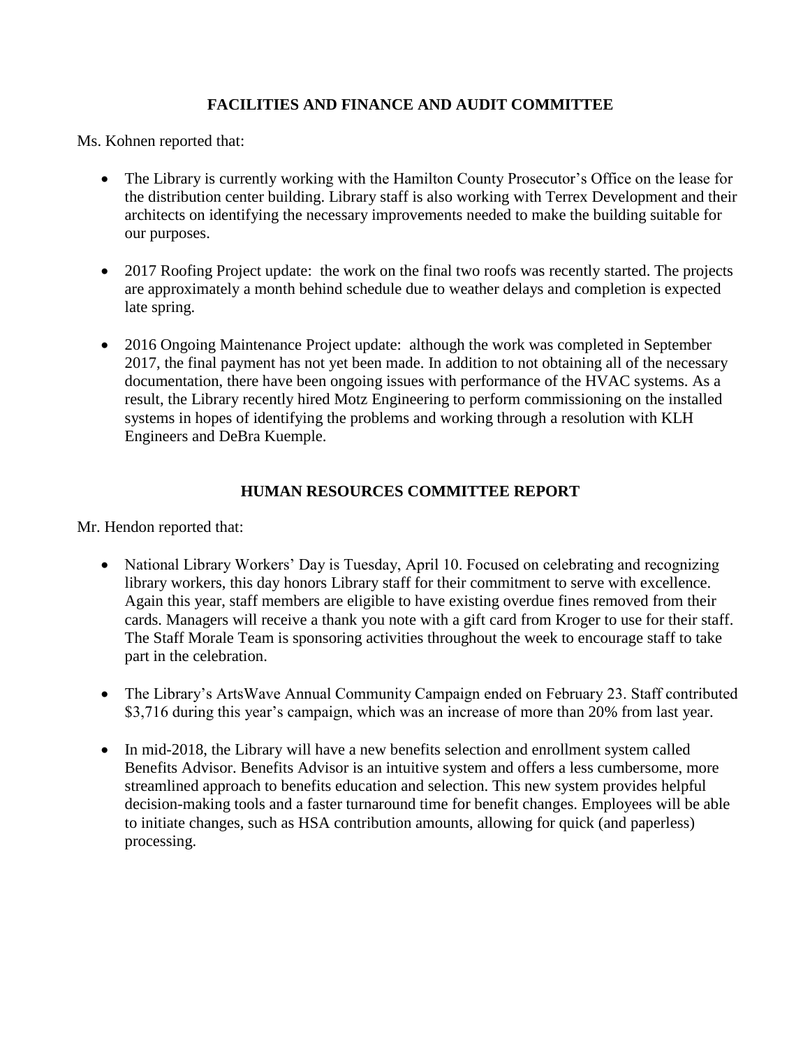## FACILITIES AND FINANCE AND AUDIT COMMITTEE

Ms. Kohnen reported that:

- The Library is currently working with the Hamilton County Prosecutor's Office on the lease for the distribution center building. Library staff is also working with Terrex Development and their architects on identifying the necessary improvements needed to make the building suitable for our purposes.

- 2017 Roofing Project update: the work on the final two roofs was recently started. The projects are approximately a month behind schedule due to weather delays and completion is expected late spring.

- 2016 Ongoing Maintenance Project update: although the work was completed in September 2017, the final payment has not yet been made. In addition to not obtaining all of the necessary documentation, there have been ongoing issues with performance of the HVAC systems. As a result, the Library recently hired Motz Engineering to perform commissioning on the installed systems in hopes of identifying the problems and working through a resolution with KLH Engineers and DeBra Kuemple.

## HUMAN RESOURCES COMMITTEE REPORT

Mr. Hendon reported that:

- National Library Workers' Day is Tuesday, April 10. Focused on celebrating and recognizing library workers, this day honors Library staff for their commitment to serve with excellence. Again this year, staff members are eligible to have existing overdue fines removed from their cards. Managers will receive a thank you note with a gift card from Kroger to use for their staff. The Staff Morale Team is sponsoring activities throughout the week to encourage staff to take part in the celebration.

- The Library's ArtsWave Annual Community Campaign ended on February 23. Staff contributed $3,716 during this year's campaign, which was an increase of more than 20% from last year.

- In mid-2018, the Library will have a new benefits selection and enrollment system called Benefits Advisor. Benefits Advisor is an intuitive system and offers a less cumbersome, more streamlined approach to benefits education and selection. This new system provides helpful decision-making tools and a faster turnaround time for benefit changes. Employees will be able to initiate changes, such as HSA contribution amounts, allowing for quick (and paperless) processing.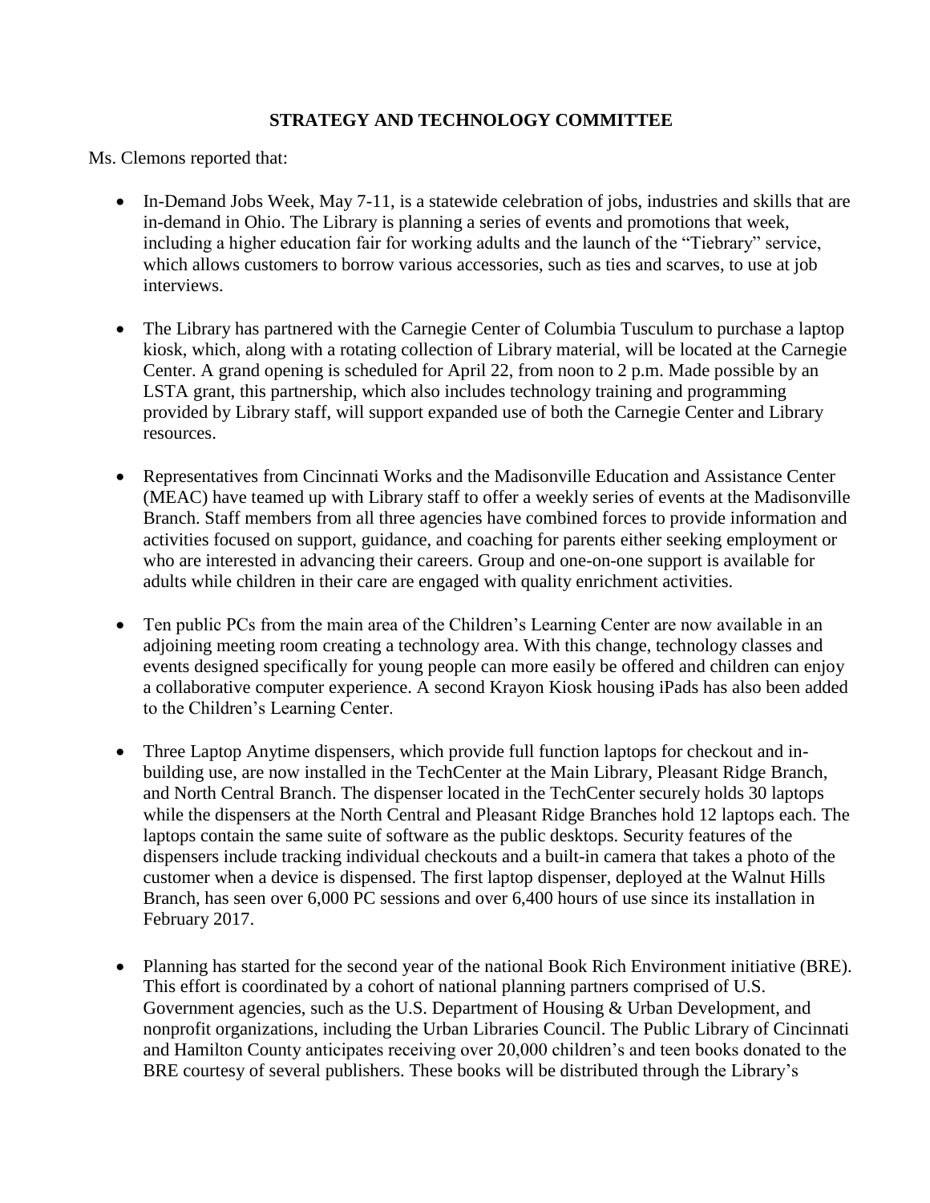## STRATEGY AND TECHNOLOGY COMMITTEE

Ms. Clemons reported that:

- In-Demand Jobs Week, May 7-11, is a statewide celebration of jobs, industries and skills that are in-demand in Ohio. The Library is planning a series of events and promotions that week, including a higher education fair for working adults and the launch of the "Tiebrary" service, which allows customers to borrow various accessories, such as ties and scarves, to use at job interviews.

- The Library has partnered with the Carnegie Center of Columbia Tusculum to purchase a laptop kiosk, which, along with a rotating collection of Library material, will be located at the Carnegie Center. A grand opening is scheduled for April 22, from noon to 2 p.m. Made possible by an LSTA grant, this partnership, which also includes technology training and programming provided by Library staff, will support expanded use of both the Carnegie Center and Library resources.

- Representatives from Cincinnati Works and the Madisonville Education and Assistance Center (MEAC) have teamed up with Library staff to offer a weekly series of events at the Madisonville Branch. Staff members from all three agencies have combined forces to provide information and activities focused on support, guidance, and coaching for parents either seeking employment or who are interested in advancing their careers. Group and one-on-one support is available for adults while children in their care are engaged with quality enrichment activities.

- Ten public PCs from the main area of the Children's Learning Center are now available in an adjoining meeting room creating a technology area. With this change, technology classes and events designed specifically for young people can more easily be offered and children can enjoy a collaborative computer experience. A second Krayon Kiosk housing iPads has also been added to the Children's Learning Center.

- Three Laptop Anytime dispensers, which provide full function laptops for checkout and in-building use, are now installed in the TechCenter at the Main Library, Pleasant Ridge Branch, and North Central Branch. The dispenser located in the TechCenter securely holds 30 laptops while the dispensers at the North Central and Pleasant Ridge Branches hold 12 laptops each. The laptops contain the same suite of software as the public desktops. Security features of the dispensers include tracking individual checkouts and a built-in camera that takes a photo of the customer when a device is dispensed. The first laptop dispenser, deployed at the Walnut Hills Branch, has seen over 6,000 PC sessions and over 6,400 hours of use since its installation in February 2017.

- Planning has started for the second year of the national Book Rich Environment initiative (BRE). This effort is coordinated by a cohort of national planning partners comprised of U.S. Government agencies, such as the U.S. Department of Housing & Urban Development, and nonprofit organizations, including the Urban Libraries Council. The Public Library of Cincinnati and Hamilton County anticipates receiving over 20,000 children's and teen books donated to the BRE courtesy of several publishers. These books will be distributed through the Library's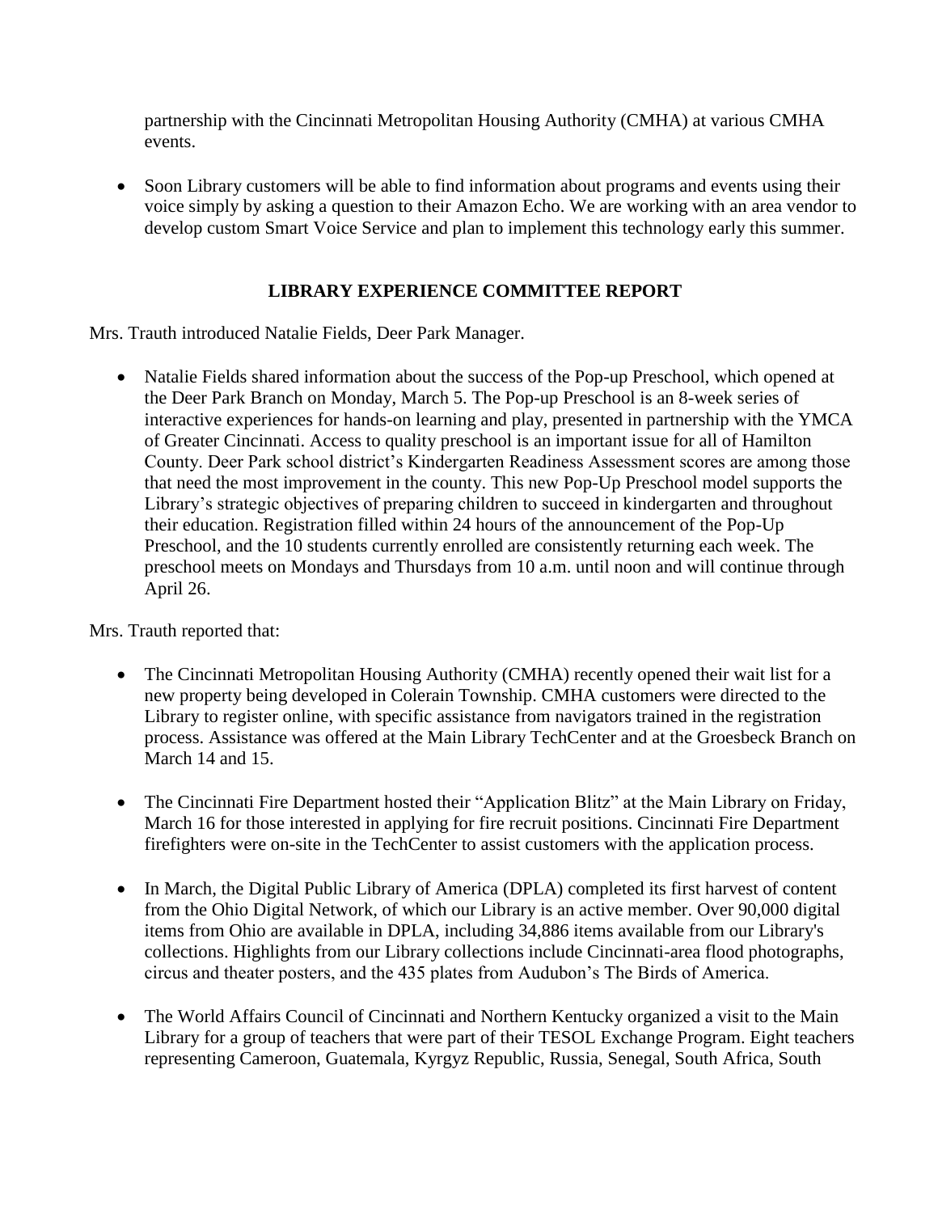partnership with the Cincinnati Metropolitan Housing Authority (CMHA) at various CMHA events.

- Soon Library customers will be able to find information about programs and events using their voice simply by asking a question to their Amazon Echo. We are working with an area vendor to develop custom Smart Voice Service and plan to implement this technology early this summer.

## LIBRARY EXPERIENCE COMMITTEE REPORT

Mrs. Trauth introduced Natalie Fields, Deer Park Manager.

- Natalie Fields shared information about the success of the Pop-up Preschool, which opened at the Deer Park Branch on Monday, March 5. The Pop-up Preschool is an 8-week series of interactive experiences for hands-on learning and play, presented in partnership with the YMCA of Greater Cincinnati. Access to quality preschool is an important issue for all of Hamilton County. Deer Park school district's Kindergarten Readiness Assessment scores are among those that need the most improvement in the county. This new Pop-Up Preschool model supports the Library's strategic objectives of preparing children to succeed in kindergarten and throughout their education. Registration filled within 24 hours of the announcement of the Pop-Up Preschool, and the 10 students currently enrolled are consistently returning each week. The preschool meets on Mondays and Thursdays from 10 a.m. until noon and will continue through April 26.

Mrs. Trauth reported that:

- The Cincinnati Metropolitan Housing Authority (CMHA) recently opened their wait list for a new property being developed in Colerain Township. CMHA customers were directed to the Library to register online, with specific assistance from navigators trained in the registration process. Assistance was offered at the Main Library TechCenter and at the Groesbeck Branch on March 14 and 15.

- The Cincinnati Fire Department hosted their "Application Blitz" at the Main Library on Friday, March 16 for those interested in applying for fire recruit positions. Cincinnati Fire Department firefighters were on-site in the TechCenter to assist customers with the application process.

- In March, the Digital Public Library of America (DPLA) completed its first harvest of content from the Ohio Digital Network, of which our Library is an active member. Over 90,000 digital items from Ohio are available in DPLA, including 34,886 items available from our Library's collections. Highlights from our Library collections include Cincinnati-area flood photographs, circus and theater posters, and the 435 plates from Audubon's The Birds of America.

- The World Affairs Council of Cincinnati and Northern Kentucky organized a visit to the Main Library for a group of teachers that were part of their TESOL Exchange Program. Eight teachers representing Cameroon, Guatemala, Kyrgyz Republic, Russia, Senegal, South Africa, South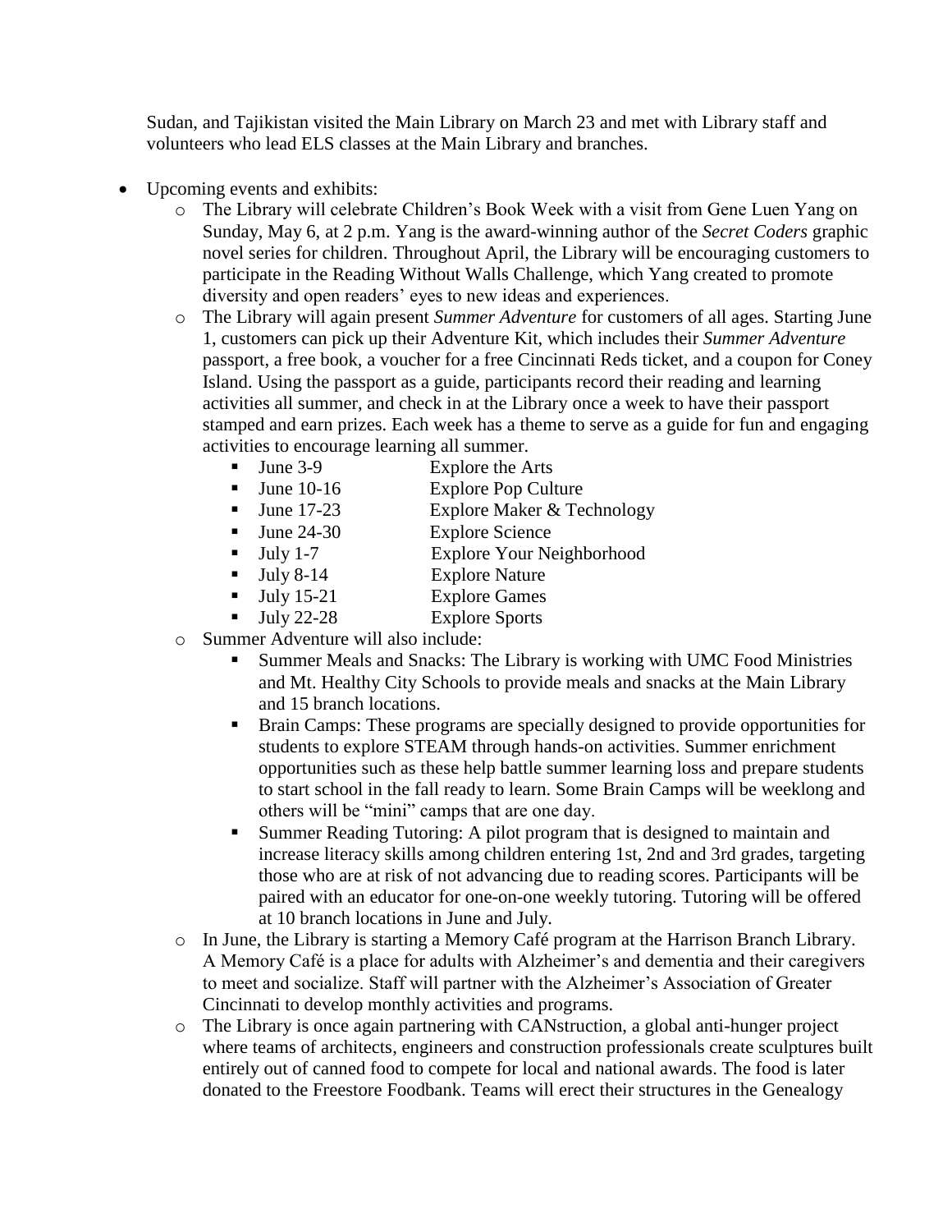Sudan, and Tajikistan visited the Main Library on March 23 and met with Library staff and volunteers who lead ELS classes at the Main Library and branches.

- Upcoming events and exhibits:
  - The Library will celebrate Children's Book Week with a visit from Gene Luen Yang on Sunday, May 6, at 2 p.m. Yang is the award-winning author of the *Secret Coders* graphic novel series for children. Throughout April, the Library will be encouraging customers to participate in the Reading Without Walls Challenge, which Yang created to promote diversity and open readers' eyes to new ideas and experiences.
  - The Library will again present *Summer Adventure* for customers of all ages. Starting June 1, customers can pick up their Adventure Kit, which includes their *Summer Adventure* passport, a free book, a voucher for a free Cincinnati Reds ticket, and a coupon for Coney Island. Using the passport as a guide, participants record their reading and learning activities all summer, and check in at the Library once a week to have their passport stamped and earn prizes. Each week has a theme to serve as a guide for fun and engaging activities to encourage learning all summer.
    - June 3-9 Explore the Arts
    - June 10-16 Explore Pop Culture
    - June 17-23 Explore Maker & Technology
    - June 24-30 Explore Science
    - July 1-7 Explore Your Neighborhood
    - July 8-14 Explore Nature
    - July 15-21 Explore Games
    - July 22-28 Explore Sports
  - Summer Adventure will also include:
    - Summer Meals and Snacks: The Library is working with UMC Food Ministries and Mt. Healthy City Schools to provide meals and snacks at the Main Library and 15 branch locations.
    - Brain Camps: These programs are specially designed to provide opportunities for students to explore STEAM through hands-on activities. Summer enrichment opportunities such as these help battle summer learning loss and prepare students to start school in the fall ready to learn. Some Brain Camps will be weeklong and others will be "mini" camps that are one day.
    - Summer Reading Tutoring: A pilot program that is designed to maintain and increase literacy skills among children entering 1st, 2nd and 3rd grades, targeting those who are at risk of not advancing due to reading scores. Participants will be paired with an educator for one-on-one weekly tutoring. Tutoring will be offered at 10 branch locations in June and July.
  - In June, the Library is starting a Memory Café program at the Harrison Branch Library. A Memory Café is a place for adults with Alzheimer's and dementia and their caregivers to meet and socialize. Staff will partner with the Alzheimer's Association of Greater Cincinnati to develop monthly activities and programs.
  - The Library is once again partnering with CANstruction, a global anti-hunger project where teams of architects, engineers and construction professionals create sculptures built entirely out of canned food to compete for local and national awards. The food is later donated to the Freestore Foodbank. Teams will erect their structures in the Genealogy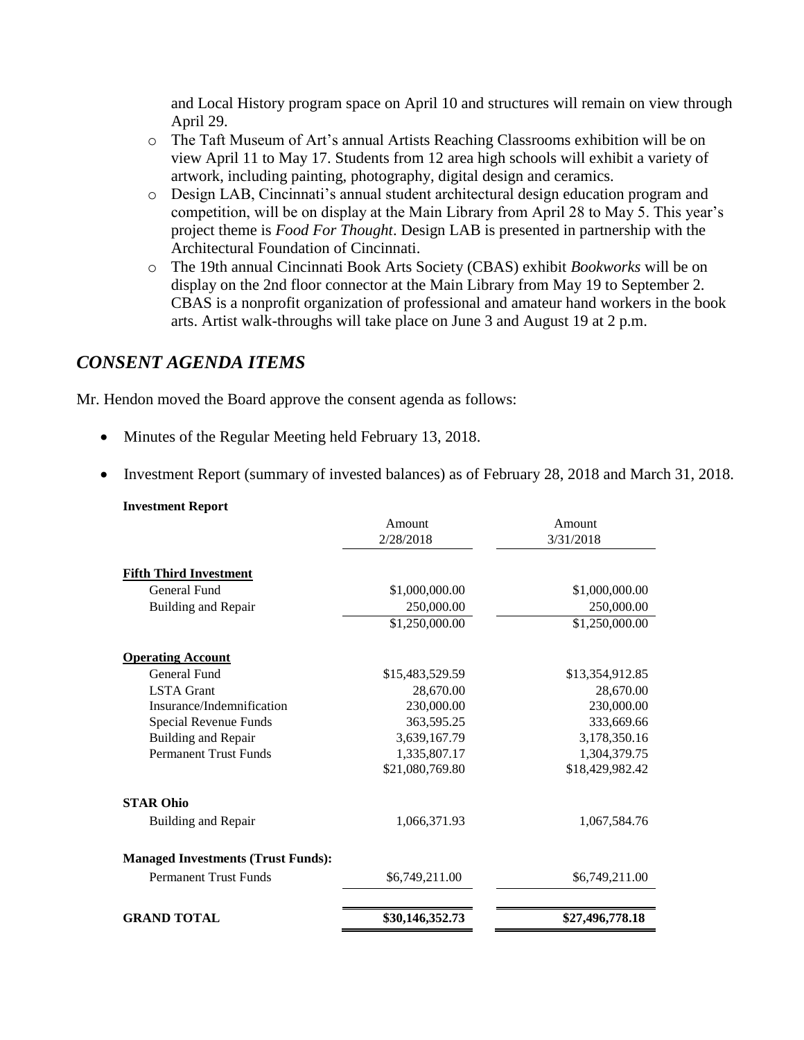and Local History program space on April 10 and structures will remain on view through April 29.

- The Taft Museum of Art's annual Artists Reaching Classrooms exhibition will be on view April 11 to May 17. Students from 12 area high schools will exhibit a variety of artwork, including painting, photography, digital design and ceramics.
- Design LAB, Cincinnati's annual student architectural design education program and competition, will be on display at the Main Library from April 28 to May 5. This year's project theme is *Food For Thought*. Design LAB is presented in partnership with the Architectural Foundation of Cincinnati.
- The 19th annual Cincinnati Book Arts Society (CBAS) exhibit *Bookworks* will be on display on the 2nd floor connector at the Main Library from May 19 to September 2. CBAS is a nonprofit organization of professional and amateur hand workers in the book arts. Artist walk-throughs will take place on June 3 and August 19 at 2 p.m.

## *CONSENT AGENDA ITEMS*

Mr. Hendon moved the Board approve the consent agenda as follows:

- Minutes of the Regular Meeting held February 13, 2018.
- Investment Report (summary of invested balances) as of February 28, 2018 and March 31, 2018.

**Investment Report**

| | Amount 2/28/2018 | Amount 3/31/2018 |
|---|---|---|
| **Fifth Third Investment** | | |
| General Fund | $1,000,000.00 | $1,000,000.00 |
| Building and Repair | 250,000.00 | 250,000.00 |
| | $1,250,000.00 | $1,250,000.00 |
| **Operating Account** | | |
| General Fund | $15,483,529.59 | $13,354,912.85 |
| LSTA Grant | 28,670.00 | 28,670.00 |
| Insurance/Indemnification | 230,000.00 | 230,000.00 |
| Special Revenue Funds | 363,595.25 | 333,669.66 |
| Building and Repair | 3,639,167.79 | 3,178,350.16 |
| Permanent Trust Funds | 1,335,807.17 | 1,304,379.75 |
| | $21,080,769.80 | $18,429,982.42 |
| **STAR Ohio** | | |
| Building and Repair | 1,066,371.93 | 1,067,584.76 |
| **Managed Investments (Trust Funds):** | | |
| Permanent Trust Funds | $6,749,211.00 | $6,749,211.00 |
| **GRAND TOTAL** | **$30,146,352.73** | **$27,496,778.18** |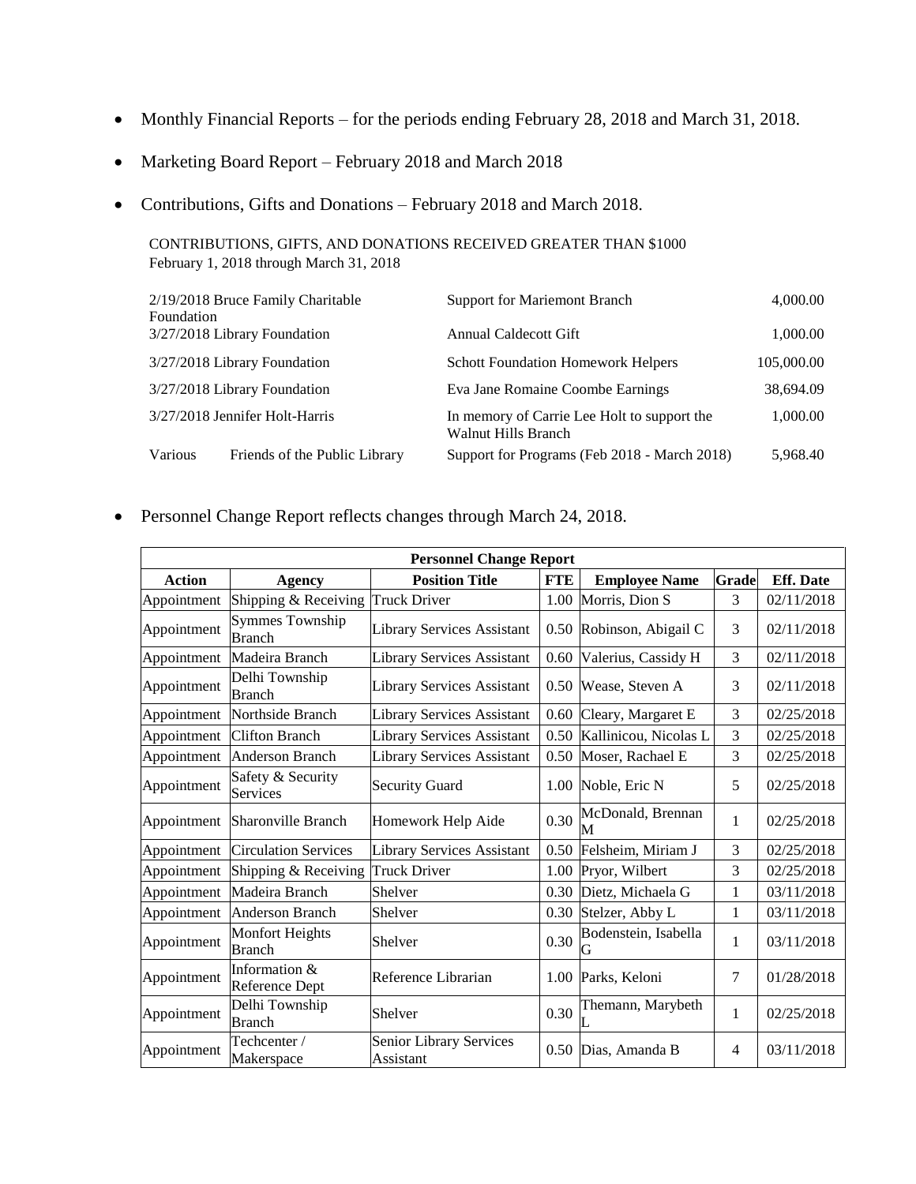- Monthly Financial Reports – for the periods ending February 28, 2018 and March 31, 2018.
- Marketing Board Report – February 2018 and March 2018
- Contributions, Gifts and Donations – February 2018 and March 2018.

CONTRIBUTIONS, GIFTS, AND DONATIONS RECEIVED GREATER THAN $1000
February 1, 2018 through March 31, 2018

| Date | Donor | Purpose | Amount |
|---|---|---|---|
| 2/19/2018 | Bruce Family Charitable Foundation | Support for Mariemont Branch | 4,000.00 |
| 3/27/2018 | Library Foundation | Annual Caldecott Gift | 1,000.00 |
| 3/27/2018 | Library Foundation | Schott Foundation Homework Helpers | 105,000.00 |
| 3/27/2018 | Library Foundation | Eva Jane Romaine Coombe Earnings | 38,694.09 |
| 3/27/2018 | Jennifer Holt-Harris | In memory of Carrie Lee Holt to support the Walnut Hills Branch | 1,000.00 |
| Various | Friends of the Public Library | Support for Programs (Feb 2018 - March 2018) | 5,968.40 |

- Personnel Change Report reflects changes through March 24, 2018.

| Personnel Change Report | | | | | | |
|---|---|---|---|---|---|---|
| **Action** | **Agency** | **Position Title** | **FTE** | **Employee Name** | **Grade** | **Eff. Date** |
| Appointment | Shipping & Receiving | Truck Driver | 1.00 | Morris, Dion S | 3 | 02/11/2018 |
| Appointment | Symmes Township Branch | Library Services Assistant | 0.50 | Robinson, Abigail C | 3 | 02/11/2018 |
| Appointment | Madeira Branch | Library Services Assistant | 0.60 | Valerius, Cassidy H | 3 | 02/11/2018 |
| Appointment | Delhi Township Branch | Library Services Assistant | 0.50 | Wease, Steven A | 3 | 02/11/2018 |
| Appointment | Northside Branch | Library Services Assistant | 0.60 | Cleary, Margaret E | 3 | 02/25/2018 |
| Appointment | Clifton Branch | Library Services Assistant | 0.50 | Kallinicou, Nicolas L | 3 | 02/25/2018 |
| Appointment | Anderson Branch | Library Services Assistant | 0.50 | Moser, Rachael E | 3 | 02/25/2018 |
| Appointment | Safety & Security Services | Security Guard | 1.00 | Noble, Eric N | 5 | 02/25/2018 |
| Appointment | Sharonville Branch | Homework Help Aide | 0.30 | McDonald, Brennan M | 1 | 02/25/2018 |
| Appointment | Circulation Services | Library Services Assistant | 0.50 | Felsheim, Miriam J | 3 | 02/25/2018 |
| Appointment | Shipping & Receiving | Truck Driver | 1.00 | Pryor, Wilbert | 3 | 02/25/2018 |
| Appointment | Madeira Branch | Shelver | 0.30 | Dietz, Michaela G | 1 | 03/11/2018 |
| Appointment | Anderson Branch | Shelver | 0.30 | Stelzer, Abby L | 1 | 03/11/2018 |
| Appointment | Monfort Heights Branch | Shelver | 0.30 | Bodenstein, Isabella G | 1 | 03/11/2018 |
| Appointment | Information & Reference Dept | Reference Librarian | 1.00 | Parks, Keloni | 7 | 01/28/2018 |
| Appointment | Delhi Township Branch | Shelver | 0.30 | Themann, Marybeth L | 1 | 02/25/2018 |
| Appointment | Techcenter / Makerspace | Senior Library Services Assistant | 0.50 | Dias, Amanda B | 4 | 03/11/2018 |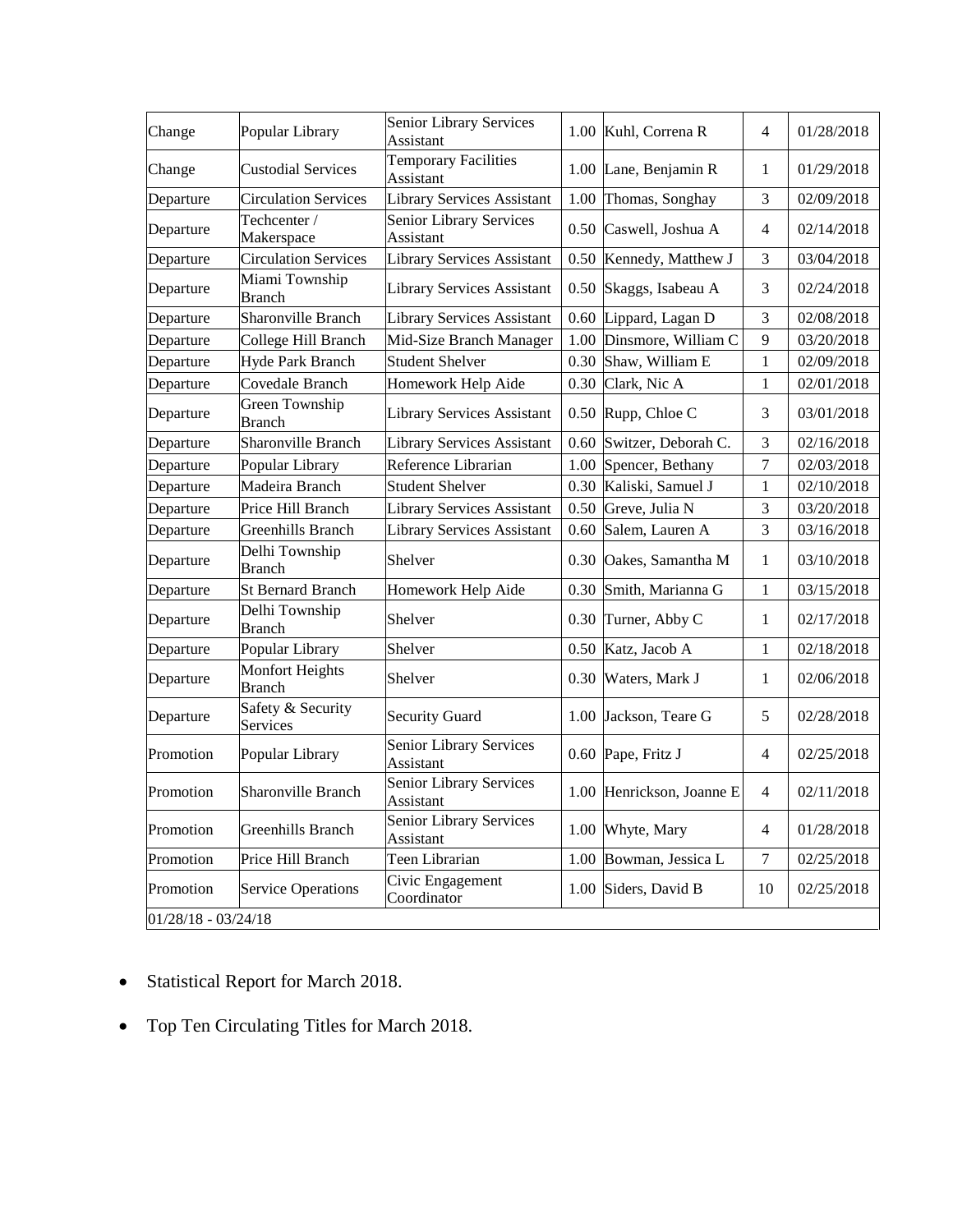| Change | Popular Library | Senior Library Services Assistant | 1.00 | Kuhl, Correna R | 4 | 01/28/2018 |
|---|---|---|---|---|---|---|
| Change | Custodial Services | Temporary Facilities Assistant | 1.00 | Lane, Benjamin R | 1 | 01/29/2018 |
| Departure | Circulation Services | Library Services Assistant | 1.00 | Thomas, Songhay | 3 | 02/09/2018 |
| Departure | Techcenter / Makerspace | Senior Library Services Assistant | 0.50 | Caswell, Joshua A | 4 | 02/14/2018 |
| Departure | Circulation Services | Library Services Assistant | 0.50 | Kennedy, Matthew J | 3 | 03/04/2018 |
| Departure | Miami Township Branch | Library Services Assistant | 0.50 | Skaggs, Isabeau A | 3 | 02/24/2018 |
| Departure | Sharonville Branch | Library Services Assistant | 0.60 | Lippard, Lagan D | 3 | 02/08/2018 |
| Departure | College Hill Branch | Mid-Size Branch Manager | 1.00 | Dinsmore, William C | 9 | 03/20/2018 |
| Departure | Hyde Park Branch | Student Shelver | 0.30 | Shaw, William E | 1 | 02/09/2018 |
| Departure | Covedale Branch | Homework Help Aide | 0.30 | Clark, Nic A | 1 | 02/01/2018 |
| Departure | Green Township Branch | Library Services Assistant | 0.50 | Rupp, Chloe C | 3 | 03/01/2018 |
| Departure | Sharonville Branch | Library Services Assistant | 0.60 | Switzer, Deborah C. | 3 | 02/16/2018 |
| Departure | Popular Library | Reference Librarian | 1.00 | Spencer, Bethany | 7 | 02/03/2018 |
| Departure | Madeira Branch | Student Shelver | 0.30 | Kaliski, Samuel J | 1 | 02/10/2018 |
| Departure | Price Hill Branch | Library Services Assistant | 0.50 | Greve, Julia N | 3 | 03/20/2018 |
| Departure | Greenhills Branch | Library Services Assistant | 0.60 | Salem, Lauren A | 3 | 03/16/2018 |
| Departure | Delhi Township Branch | Shelver | 0.30 | Oakes, Samantha M | 1 | 03/10/2018 |
| Departure | St Bernard Branch | Homework Help Aide | 0.30 | Smith, Marianna G | 1 | 03/15/2018 |
| Departure | Delhi Township Branch | Shelver | 0.30 | Turner, Abby C | 1 | 02/17/2018 |
| Departure | Popular Library | Shelver | 0.50 | Katz, Jacob A | 1 | 02/18/2018 |
| Departure | Monfort Heights Branch | Shelver | 0.30 | Waters, Mark J | 1 | 02/06/2018 |
| Departure | Safety & Security Services | Security Guard | 1.00 | Jackson, Teare G | 5 | 02/28/2018 |
| Promotion | Popular Library | Senior Library Services Assistant | 0.60 | Pape, Fritz J | 4 | 02/25/2018 |
| Promotion | Sharonville Branch | Senior Library Services Assistant | 1.00 | Henrickson, Joanne E | 4 | 02/11/2018 |
| Promotion | Greenhills Branch | Senior Library Services Assistant | 1.00 | Whyte, Mary | 4 | 01/28/2018 |
| Promotion | Price Hill Branch | Teen Librarian | 1.00 | Bowman, Jessica L | 7 | 02/25/2018 |
| Promotion | Service Operations | Civic Engagement Coordinator | 1.00 | Siders, David B | 10 | 02/25/2018 |
| 01/28/18 - 03/24/18 | | | | | | |

- Statistical Report for March 2018.
- Top Ten Circulating Titles for March 2018.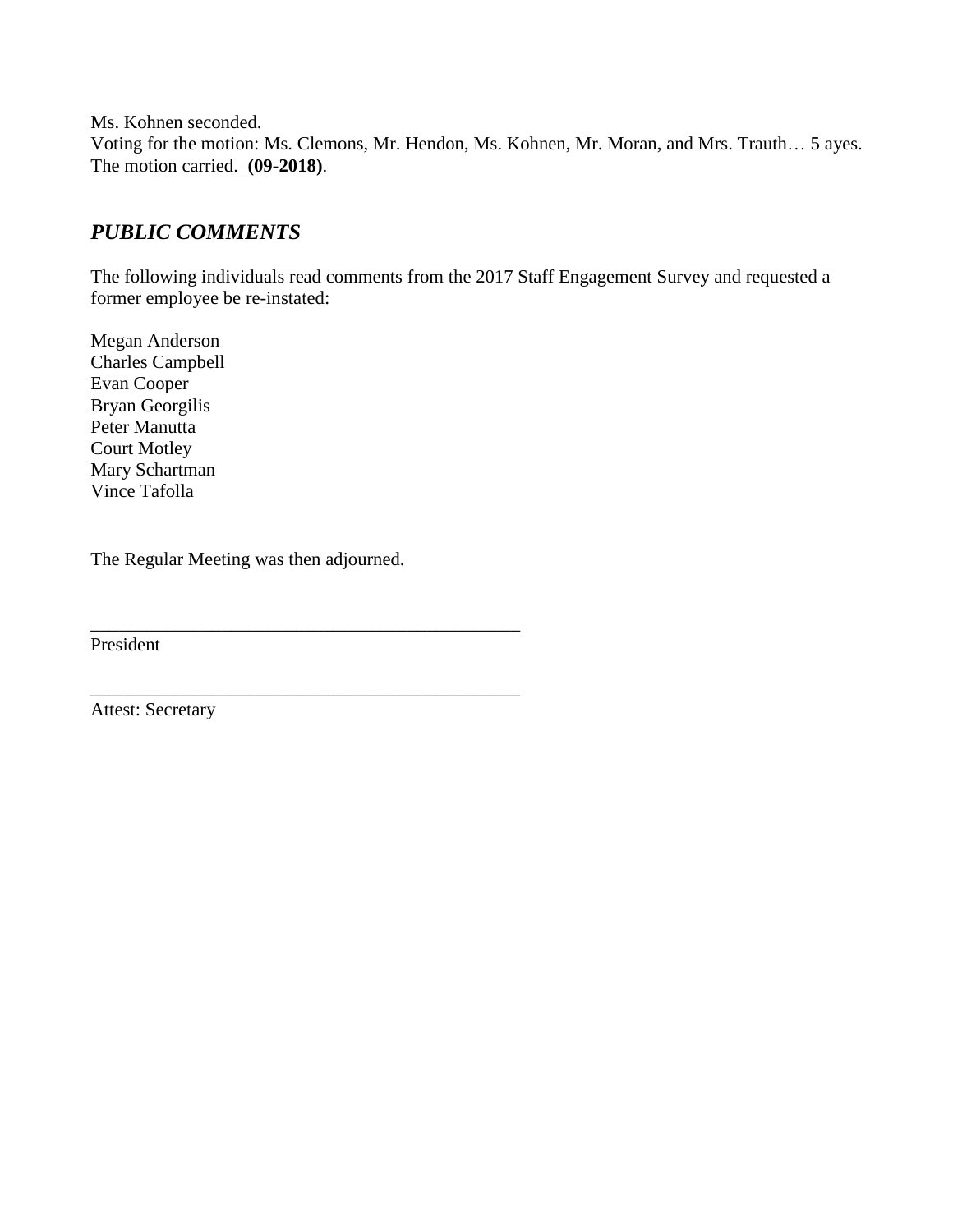Ms. Kohnen seconded.
Voting for the motion: Ms. Clemons, Mr. Hendon, Ms. Kohnen, Mr. Moran, and Mrs. Trauth… 5 ayes. The motion carried. **(09-2018)**.

## *PUBLIC COMMENTS*

The following individuals read comments from the 2017 Staff Engagement Survey and requested a former employee be re-instated:

Megan Anderson
Charles Campbell
Evan Cooper
Bryan Georgilis
Peter Manutta
Court Motley
Mary Schartman
Vince Tafolla

The Regular Meeting was then adjourned.

_______________________________________________
President

_______________________________________________
Attest: Secretary